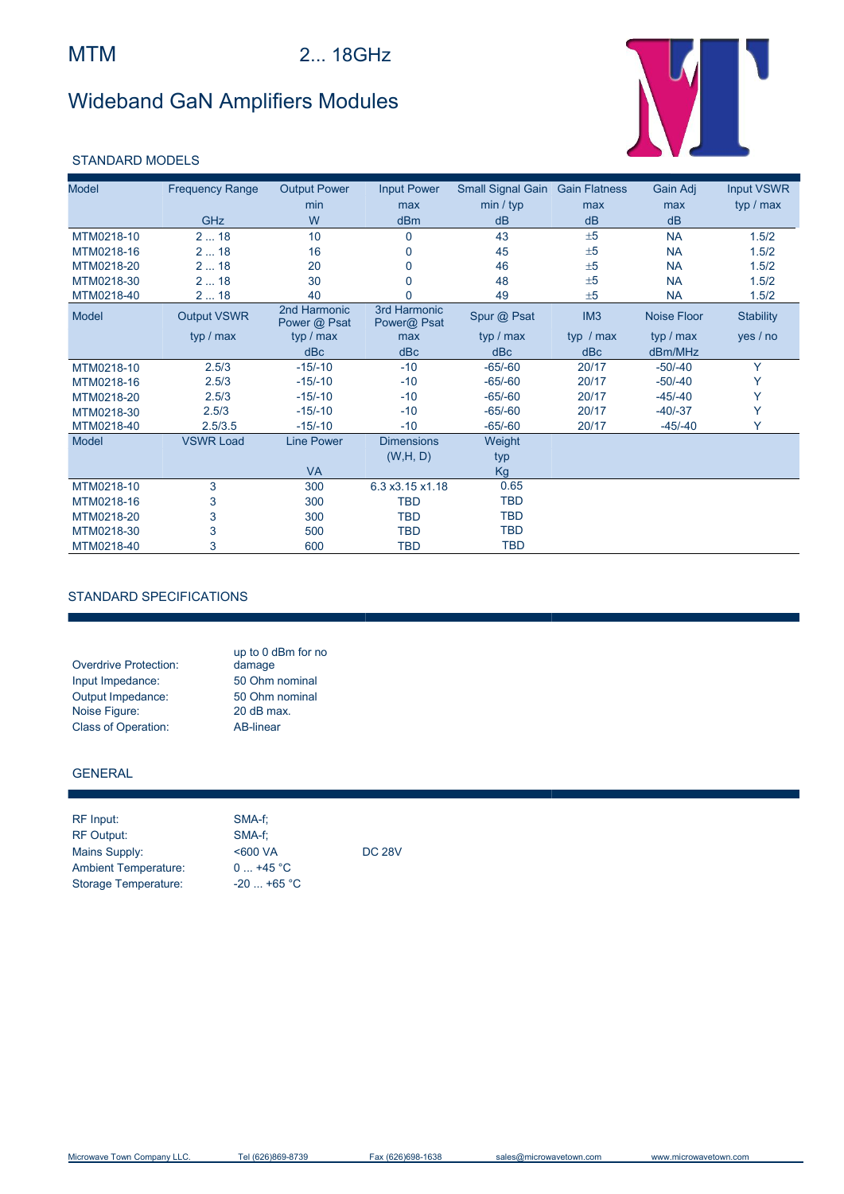# MTM

2... 18GHz

## Wideband GaN Amplifiers Modules

### STANDARD MODELS

| Model | Frequency Range | Output Power | Input Power | Small Signal Gain | Gain Flatness | Gain Adj | Input VSWR |
|---|---|---|---|---|---|---|---|
| | | min | max | min / typ | max | max | typ / max |
| | GHz | W | dBm | dB | dB | dB | |
| MTM0218-10 | 2 ... 18 | 10 | 0 | 43 | ±5 | NA | 1.5/2 |
| MTM0218-16 | 2 ... 18 | 16 | 0 | 45 | ±5 | NA | 1.5/2 |
| MTM0218-20 | 2 ... 18 | 20 | 0 | 46 | ±5 | NA | 1.5/2 |
| MTM0218-30 | 2 ... 18 | 30 | 0 | 48 | ±5 | NA | 1.5/2 |
| MTM0218-40 | 2 ... 18 | 40 | 0 | 49 | ±5 | NA | 1.5/2 |

| Model | Output VSWR | 2nd Harmonic Power @ Psat | 3rd Harmonic Power@ Psat | Spur @ Psat | IM3 | Noise Floor | Stability |
|---|---|---|---|---|---|---|---|
| | typ / max | typ / max | max | typ / max | typ / max | typ / max | yes / no |
| | | dBc | dBc | dBc | dBc | dBm/MHz | |
| MTM0218-10 | 2.5/3 | -15/-10 | -10 | -65/-60 | 20/17 | -50/-40 | Y |
| MTM0218-16 | 2.5/3 | -15/-10 | -10 | -65/-60 | 20/17 | -50/-40 | Y |
| MTM0218-20 | 2.5/3 | -15/-10 | -10 | -65/-60 | 20/17 | -45/-40 | Y |
| MTM0218-30 | 2.5/3 | -15/-10 | -10 | -65/-60 | 20/17 | -40/-37 | Y |
| MTM0218-40 | 2.5/3.5 | -15/-10 | -10 | -65/-60 | 20/17 | -45/-40 | Y |

| Model | VSWR Load | Line Power | Dimensions | Weight |
|---|---|---|---|---|
| | | | (W,H, D) | typ |
| | | VA | | Kg |
| MTM0218-10 | 3 | 300 | 6.3 x3.15 x1.18 | 0.65 |
| MTM0218-16 | 3 | 300 | TBD | TBD |
| MTM0218-20 | 3 | 300 | TBD | TBD |
| MTM0218-30 | 3 | 500 | TBD | TBD |
| MTM0218-40 | 3 | 600 | TBD | TBD |

### STANDARD SPECIFICATIONS

| | |
|---|---|
| Overdrive Protection: | up to 0 dBm for no damage |
| Input Impedance: | 50 Ohm nominal |
| Output Impedance: | 50 Ohm nominal |
| Noise Figure: | 20 dB max. |
| Class of Operation: | AB-linear |

### GENERAL

| | | |
|---|---|---|
| RF Input: | SMA-f; | |
| RF Output: | SMA-f; | |
| Mains Supply: | <600 VA | DC 28V |
| Ambient Temperature: | 0 ... +45 °C | |
| Storage Temperature: | -20 ... +65 °C | |

Microwave Town Company LLC. Tel (626)869-8739 Fax (626)698-1638 sales@microwavetown.com www.microwavetown.com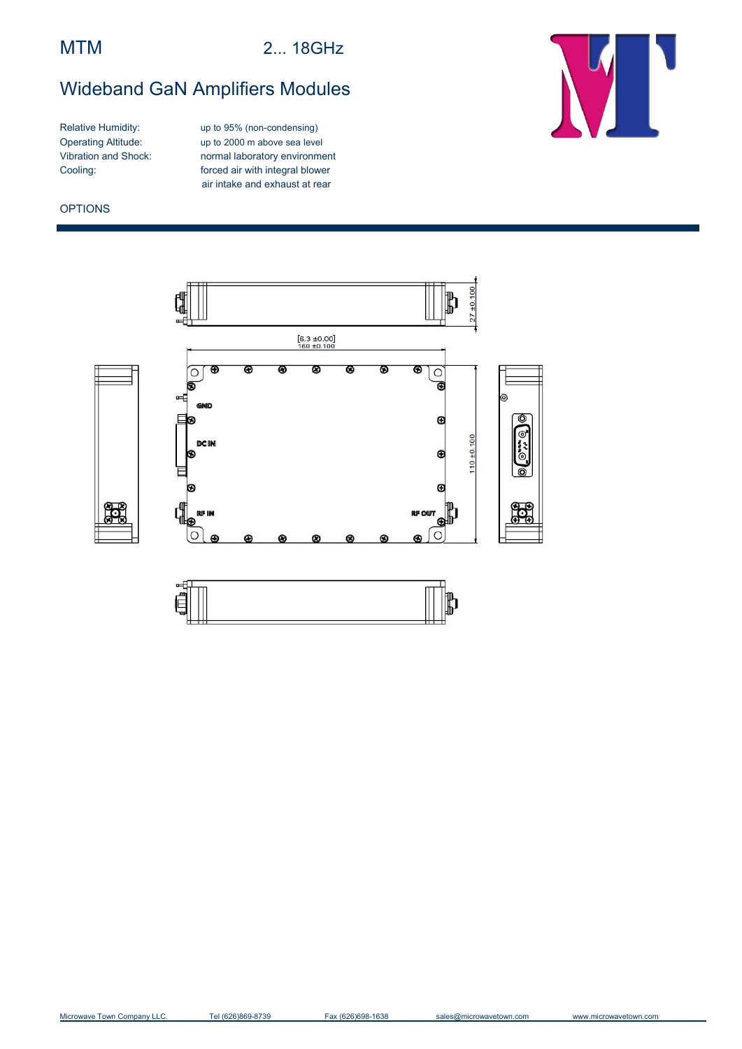MTM 2... 18GHz

# Wideband GaN Amplifiers Modules

| | |
|---|---|
| Relative Humidity: | up to 95% (non-condensing) |
| Operating Altitude: | up to 2000 m above sea level |
| Vibration and Shock: | normal laboratory environment |
| Cooling: | forced air with integral blower<br>air intake and exhaust at rear |

OPTIONS

27 ±0.100

[6.3 ±0.00]
160 ±0.100

GND

DC IN

RF IN

RF OUT

110 ±0.100